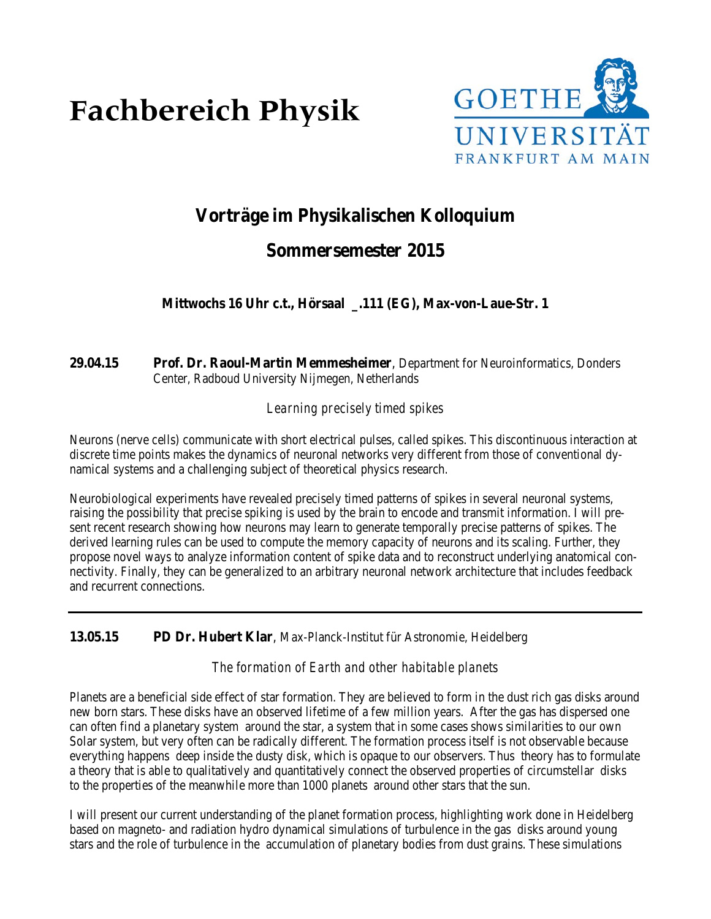# Fachbereich Physik

GOETHE UNIVERSITÄT FRANKFURT AM MAIN

## Vorträge im Physikalischen Kolloquium

## Sommersemester 2015

**Mittwochs 16 Uhr c.t., Hörsaal _.111 (EG), Max-von-Laue-Str. 1**

**29.04.15** **Prof. Dr. Raoul-Martin Memmesheimer**, Department for Neuroinformatics, Donders Center, Radboud University Nijmegen, Netherlands

*Learning precisely timed spikes*

Neurons (nerve cells) communicate with short electrical pulses, called spikes. This discontinuous interaction at discrete time points makes the dynamics of neuronal networks very different from those of conventional dynamical systems and a challenging subject of theoretical physics research.

Neurobiological experiments have revealed precisely timed patterns of spikes in several neuronal systems, raising the possibility that precise spiking is used by the brain to encode and transmit information. I will present recent research showing how neurons may learn to generate temporally precise patterns of spikes. The derived learning rules can be used to compute the memory capacity of neurons and its scaling. Further, they propose novel ways to analyze information content of spike data and to reconstruct underlying anatomical connectivity. Finally, they can be generalized to an arbitrary neuronal network architecture that includes feedback and recurrent connections.

---

**13.05.15** **PD Dr. Hubert Klar**, Max-Planck-Institut für Astronomie, Heidelberg

*The formation of Earth and other habitable planets*

Planets are a beneficial side effect of star formation. They are believed to form in the dust rich gas disks around new born stars. These disks have an observed lifetime of a few million years. After the gas has dispersed one can often find a planetary system around the star, a system that in some cases shows similarities to our own Solar system, but very often can be radically different. The formation process itself is not observable because everything happens deep inside the dusty disk, which is opaque to our observers. Thus theory has to formulate a theory that is able to qualitatively and quantitatively connect the observed properties of circumstellar disks to the properties of the meanwhile more than 1000 planets around other stars that the sun.

I will present our current understanding of the planet formation process, highlighting work done in Heidelberg based on magneto- and radiation hydro dynamical simulations of turbulence in the gas disks around young stars and the role of turbulence in the accumulation of planetary bodies from dust grains. These simulations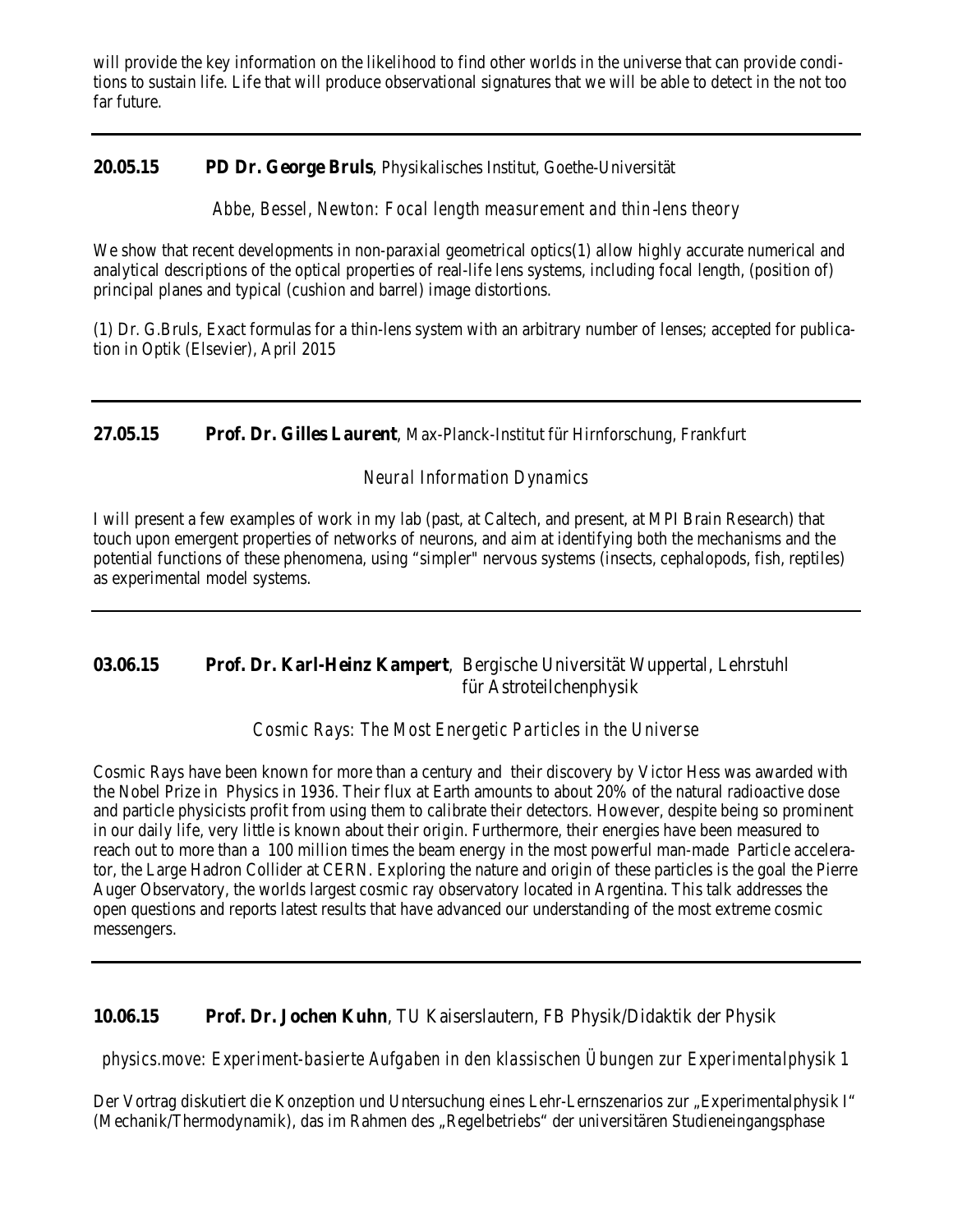will provide the key information on the likelihood to find other worlds in the universe that can provide conditions to sustain life. Life that will produce observational signatures that we will be able to detect in the not too far future.

---

**20.05.15** **PD Dr. George Bruls**, Physikalisches Institut, Goethe-Universität

*Abbe, Bessel, Newton: Focal length measurement and thin-lens theory*

We show that recent developments in non-paraxial geometrical optics(1) allow highly accurate numerical and analytical descriptions of the optical properties of real-life lens systems, including focal length, (position of) principal planes and typical (cushion and barrel) image distortions.

(1) Dr. G.Bruls, Exact formulas for a thin-lens system with an arbitrary number of lenses; accepted for publication in Optik (Elsevier), April 2015

---

**27.05.15** **Prof. Dr. Gilles Laurent**, Max-Planck-Institut für Hirnforschung, Frankfurt

*Neural Information Dynamics*

I will present a few examples of work in my lab (past, at Caltech, and present, at MPI Brain Research) that touch upon emergent properties of networks of neurons, and aim at identifying both the mechanisms and the potential functions of these phenomena, using "simpler" nervous systems (insects, cephalopods, fish, reptiles) as experimental model systems.

---

**03.06.15** **Prof. Dr. Karl-Heinz Kampert**, Bergische Universität Wuppertal, Lehrstuhl für Astroteilchenphysik

*Cosmic Rays: The Most Energetic Particles in the Universe*

Cosmic Rays have been known for more than a century and their discovery by Victor Hess was awarded with the Nobel Prize in Physics in 1936. Their flux at Earth amounts to about 20% of the natural radioactive dose and particle physicists profit from using them to calibrate their detectors. However, despite being so prominent in our daily life, very little is known about their origin. Furthermore, their energies have been measured to reach out to more than a 100 million times the beam energy in the most powerful man-made Particle accelerator, the Large Hadron Collider at CERN. Exploring the nature and origin of these particles is the goal the Pierre Auger Observatory, the worlds largest cosmic ray observatory located in Argentina. This talk addresses the open questions and reports latest results that have advanced our understanding of the most extreme cosmic messengers.

---

**10.06.15** **Prof. Dr. Jochen Kuhn**, TU Kaiserslautern, FB Physik/Didaktik der Physik

*physics.move: Experiment-basierte Aufgaben in den klassischen Übungen zur Experimentalphysik 1*

Der Vortrag diskutiert die Konzeption und Untersuchung eines Lehr-Lernszenarios zur „Experimentalphysik I" (Mechanik/Thermodynamik), das im Rahmen des „Regelbetriebs" der universitären Studieneingangsphase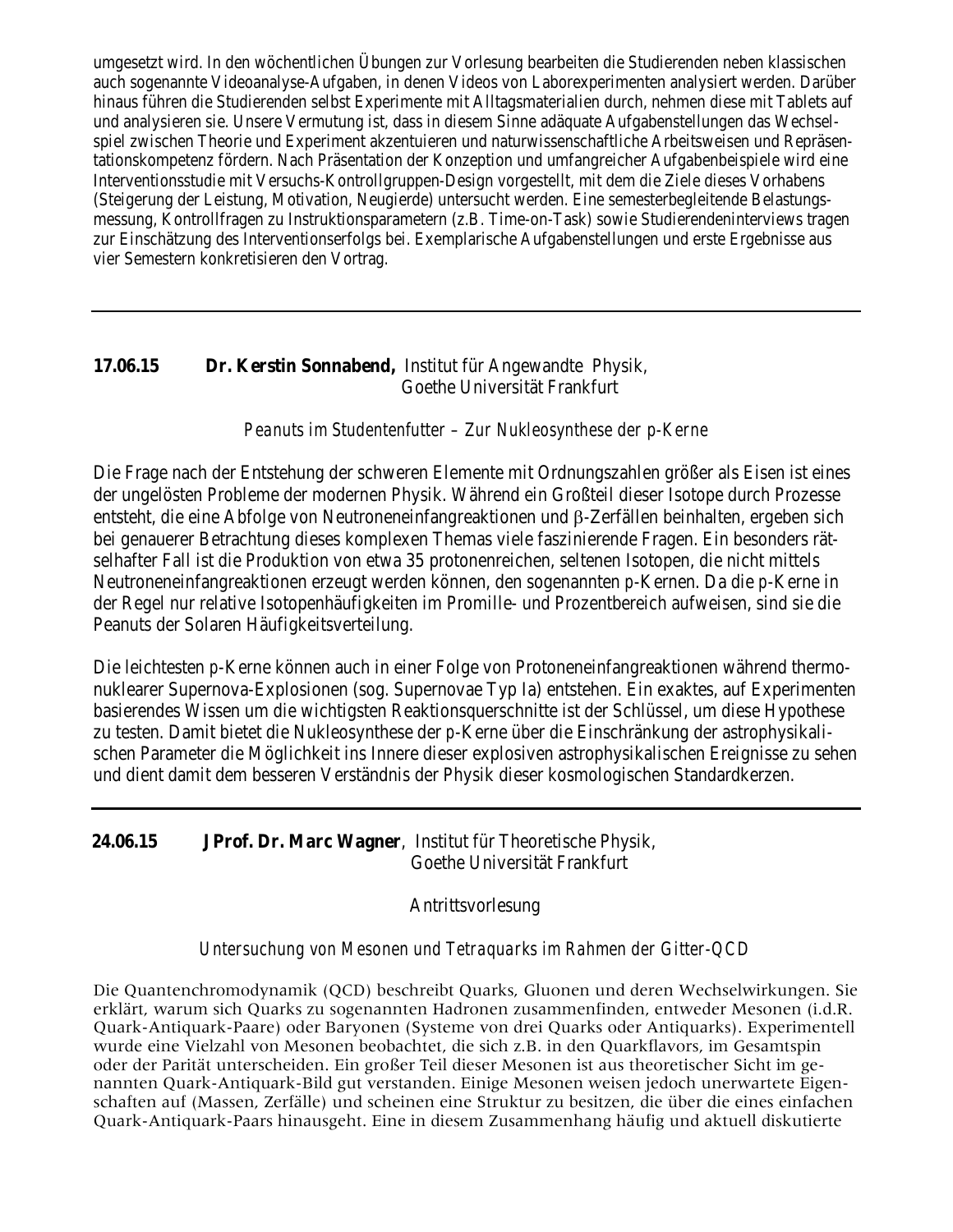umgesetzt wird. In den wöchentlichen Übungen zur Vorlesung bearbeiten die Studierenden neben klassischen auch sogenannte Videoanalyse-Aufgaben, in denen Videos von Laborexperimenten analysiert werden. Darüber hinaus führen die Studierenden selbst Experimente mit Alltagsmaterialien durch, nehmen diese mit Tablets auf und analysieren sie. Unsere Vermutung ist, dass in diesem Sinne adäquate Aufgabenstellungen das Wechselspiel zwischen Theorie und Experiment akzentuieren und naturwissenschaftliche Arbeitsweisen und Repräsentationskompetenz fördern. Nach Präsentation der Konzeption und umfangreicher Aufgabenbeispiele wird eine Interventionsstudie mit Versuchs-Kontrollgruppen-Design vorgestellt, mit dem die Ziele dieses Vorhabens (Steigerung der Leistung, Motivation, Neugierde) untersucht werden. Eine semesterbegleitende Belastungsmessung, Kontrollfragen zu Instruktionsparametern (z.B. Time-on-Task) sowie Studierendeninterviews tragen zur Einschätzung des Interventionserfolgs bei. Exemplarische Aufgabenstellungen und erste Ergebnisse aus vier Semestern konkretisieren den Vortrag.

---

**17.06.15** **Dr. Kerstin Sonnabend,** Institut für Angewandte Physik,
Goethe Universität Frankfurt

*Peanuts im Studentenfutter – Zur Nukleosynthese der p-Kerne*

Die Frage nach der Entstehung der schweren Elemente mit Ordnungszahlen größer als Eisen ist eines der ungelösten Probleme der modernen Physik. Während ein Großteil dieser Isotope durch Prozesse entsteht, die eine Abfolge von Neutroneneinfangreaktionen und $\beta$-Zerfällen beinhalten, ergeben sich bei genauerer Betrachtung dieses komplexen Themas viele faszinierende Fragen. Ein besonders rätselhafter Fall ist die Produktion von etwa 35 protonenreichen, seltenen Isotopen, die nicht mittels Neutroneneinfangreaktionen erzeugt werden können, den sogenannten p-Kernen. Da die p-Kerne in der Regel nur relative Isotopenhäufigkeiten im Promille- und Prozentbereich aufweisen, sind sie die Peanuts der Solaren Häufigkeitsverteilung.

Die leichtesten p-Kerne können auch in einer Folge von Protoneneinfangreaktionen während thermonuklearer Supernova-Explosionen (sog. Supernovae Typ Ia) entstehen. Ein exaktes, auf Experimenten basierendes Wissen um die wichtigsten Reaktionsquerschnitte ist der Schlüssel, um diese Hypothese zu testen. Damit bietet die Nukleosynthese der p-Kerne über die Einschränkung der astrophysikalischen Parameter die Möglichkeit ins Innere dieser explosiven astrophysikalischen Ereignisse zu sehen und dient damit dem besseren Verständnis der Physik dieser kosmologischen Standardkerzen.

---

**24.06.15** **JProf. Dr. Marc Wagner**, Institut für Theoretische Physik,
Goethe Universität Frankfurt

Antrittsvorlesung

*Untersuchung von Mesonen und Tetraquarks im Rahmen der Gitter-QCD*

Die Quantenchromodynamik (QCD) beschreibt Quarks, Gluonen und deren Wechselwirkungen. Sie erklärt, warum sich Quarks zu sogenannten Hadronen zusammenfinden, entweder Mesonen (i.d.R. Quark-Antiquark-Paare) oder Baryonen (Systeme von drei Quarks oder Antiquarks). Experimentell wurde eine Vielzahl von Mesonen beobachtet, die sich z.B. in den Quarkflavors, im Gesamtspin oder der Parität unterscheiden. Ein großer Teil dieser Mesonen ist aus theoretischer Sicht im genannten Quark-Antiquark-Bild gut verstanden. Einige Mesonen weisen jedoch unerwartete Eigenschaften auf (Massen, Zerfälle) und scheinen eine Struktur zu besitzen, die über die eines einfachen Quark-Antiquark-Paars hinausgeht. Eine in diesem Zusammenhang häufig und aktuell diskutierte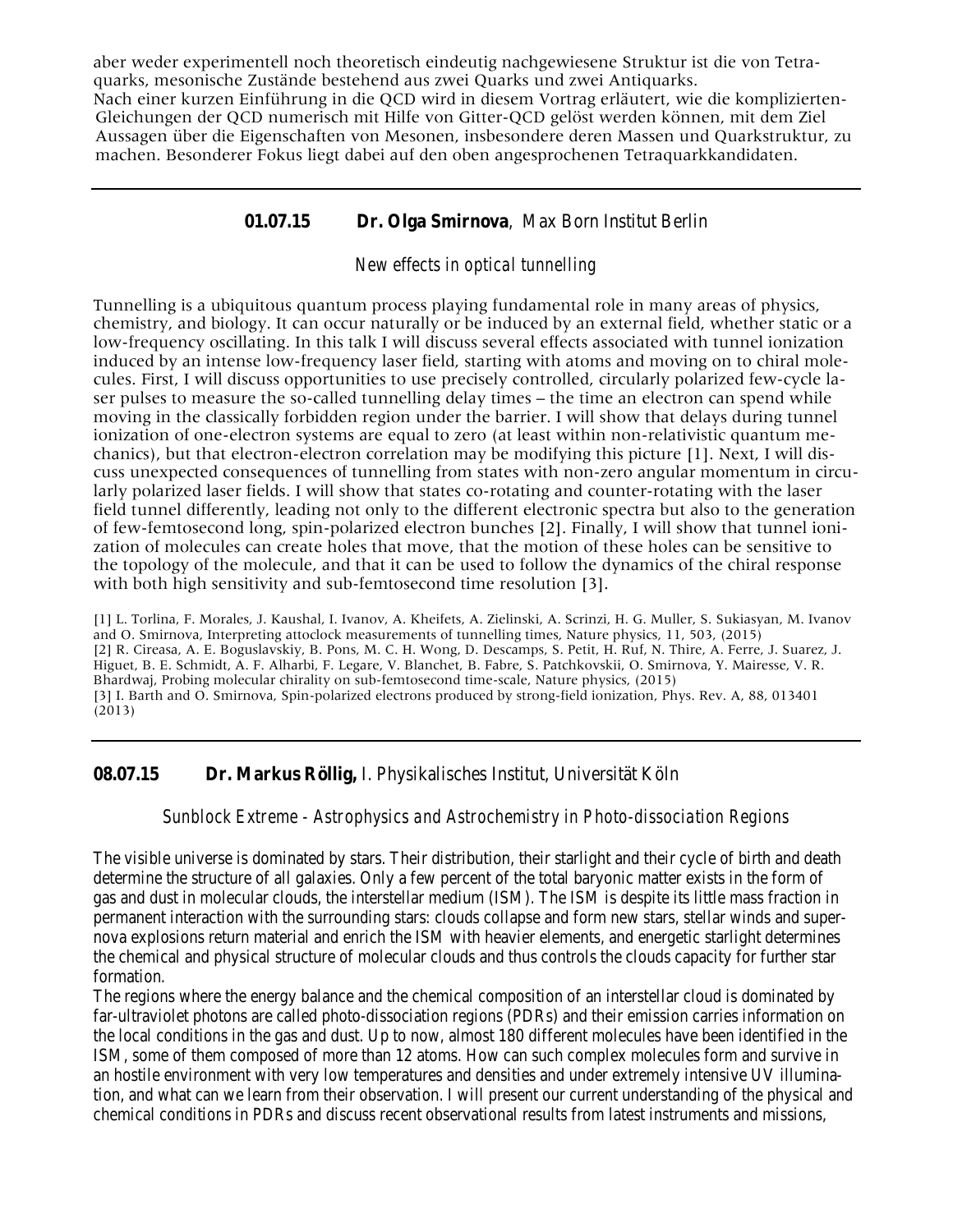aber weder experimentell noch theoretisch eindeutig nachgewiesene Struktur ist die von Tetraquarks, mesonische Zustände bestehend aus zwei Quarks und zwei Antiquarks.
Nach einer kurzen Einführung in die QCD wird in diesem Vortrag erläutert, wie die komplizierten-Gleichungen der QCD numerisch mit Hilfe von Gitter-QCD gelöst werden können, mit dem Ziel Aussagen über die Eigenschaften von Mesonen, insbesondere deren Massen und Quarkstruktur, zu machen. Besonderer Fokus liegt dabei auf den oben angesprochenen Tetraquarkkandidaten.

---

## 01.07.15 **Dr. Olga Smirnova**, Max Born Institut Berlin

*New effects in optical tunnelling*

Tunnelling is a ubiquitous quantum process playing fundamental role in many areas of physics, chemistry, and biology. It can occur naturally or be induced by an external field, whether static or a low-frequency oscillating. In this talk I will discuss several effects associated with tunnel ionization induced by an intense low-frequency laser field, starting with atoms and moving on to chiral molecules. First, I will discuss opportunities to use precisely controlled, circularly polarized few-cycle laser pulses to measure the so-called tunnelling delay times – the time an electron can spend while moving in the classically forbidden region under the barrier. I will show that delays during tunnel ionization of one-electron systems are equal to zero (at least within non-relativistic quantum mechanics), but that electron-electron correlation may be modifying this picture [1]. Next, I will discuss unexpected consequences of tunnelling from states with non-zero angular momentum in circularly polarized laser fields. I will show that states co-rotating and counter-rotating with the laser field tunnel differently, leading not only to the different electronic spectra but also to the generation of few-femtosecond long, spin-polarized electron bunches [2]. Finally, I will show that tunnel ionization of molecules can create holes that move, that the motion of these holes can be sensitive to the topology of the molecule, and that it can be used to follow the dynamics of the chiral response with both high sensitivity and sub-femtosecond time resolution [3].

[1] L. Torlina, F. Morales, J. Kaushal, I. Ivanov, A. Kheifets, A. Zielinski, A. Scrinzi, H. G. Muller, S. Sukiasyan, M. Ivanov and O. Smirnova, Interpreting attoclock measurements of tunnelling times, Nature physics, 11, 503, (2015)
[2] R. Cireasa, A. E. Boguslavskiy, B. Pons, M. C. H. Wong, D. Descamps, S. Petit, H. Ruf, N. Thire, A. Ferre, J. Suarez, J. Higuet, B. E. Schmidt, A. F. Alharbi, F. Legare, V. Blanchet, B. Fabre, S. Patchkovskii, O. Smirnova, Y. Mairesse, V. R. Bhardwaj, Probing molecular chirality on sub-femtosecond time-scale, Nature physics, (2015)
[3] I. Barth and O. Smirnova, Spin-polarized electrons produced by strong-field ionization, Phys. Rev. A, 88, 013401 (2013)

---

## 08.07.15 **Dr. Markus Röllig,** I. Physikalisches Institut, Universität Köln

*Sunblock Extreme - Astrophysics and Astrochemistry in Photo-dissociation Regions*

The visible universe is dominated by stars. Their distribution, their starlight and their cycle of birth and death determine the structure of all galaxies. Only a few percent of the total baryonic matter exists in the form of gas and dust in molecular clouds, the interstellar medium (ISM). The ISM is despite its little mass fraction in permanent interaction with the surrounding stars: clouds collapse and form new stars, stellar winds and supernova explosions return material and enrich the ISM with heavier elements, and energetic starlight determines the chemical and physical structure of molecular clouds and thus controls the clouds capacity for further star formation.
The regions where the energy balance and the chemical composition of an interstellar cloud is dominated by far-ultraviolet photons are called photo-dissociation regions (PDRs) and their emission carries information on the local conditions in the gas and dust. Up to now, almost 180 different molecules have been identified in the ISM, some of them composed of more than 12 atoms. How can such complex molecules form and survive in an hostile environment with very low temperatures and densities and under extremely intensive UV illumination, and what can we learn from their observation. I will present our current understanding of the physical and chemical conditions in PDRs and discuss recent observational results from latest instruments and missions,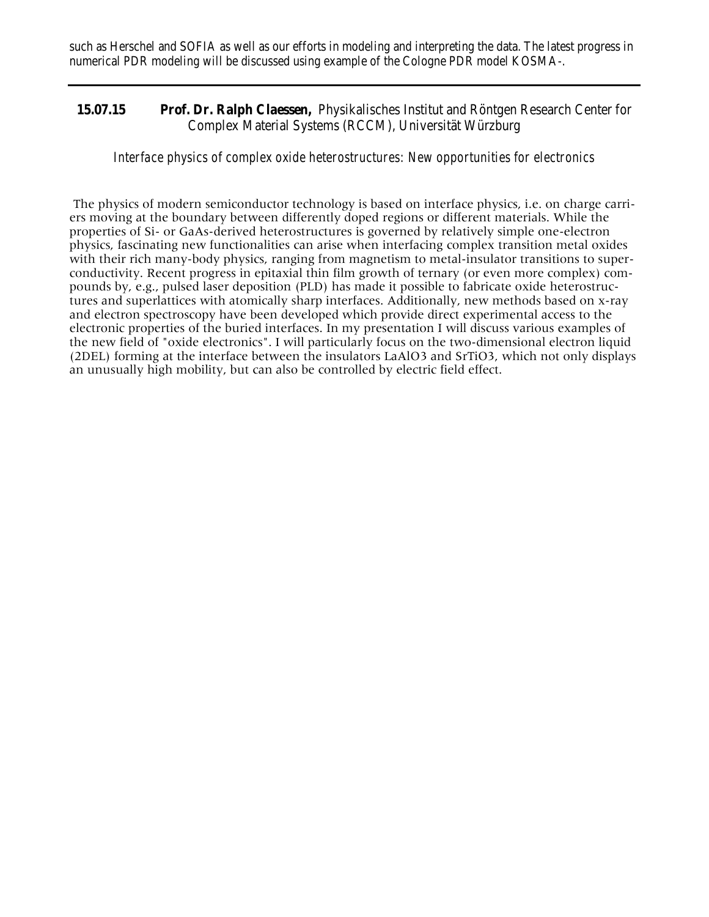such as Herschel and SOFIA as well as our efforts in modeling and interpreting the data. The latest progress in numerical PDR modeling will be discussed using example of the Cologne PDR model KOSMA-.

---

**15.07.15** **Prof. Dr. Ralph Claessen,** Physikalisches Institut and Röntgen Research Center for Complex Material Systems (RCCM), Universität Würzburg

*Interface physics of complex oxide heterostructures: New opportunities for electronics*

The physics of modern semiconductor technology is based on interface physics, i.e. on charge carriers moving at the boundary between differently doped regions or different materials. While the properties of Si- or GaAs-derived heterostructures is governed by relatively simple one-electron physics, fascinating new functionalities can arise when interfacing complex transition metal oxides with their rich many-body physics, ranging from magnetism to metal-insulator transitions to superconductivity. Recent progress in epitaxial thin film growth of ternary (or even more complex) compounds by, e.g., pulsed laser deposition (PLD) has made it possible to fabricate oxide heterostructures and superlattices with atomically sharp interfaces. Additionally, new methods based on x-ray and electron spectroscopy have been developed which provide direct experimental access to the electronic properties of the buried interfaces. In my presentation I will discuss various examples of the new field of "oxide electronics". I will particularly focus on the two-dimensional electron liquid (2DEL) forming at the interface between the insulators $LaAlO_3$ and $SrTiO_3$, which not only displays an unusually high mobility, but can also be controlled by electric field effect.